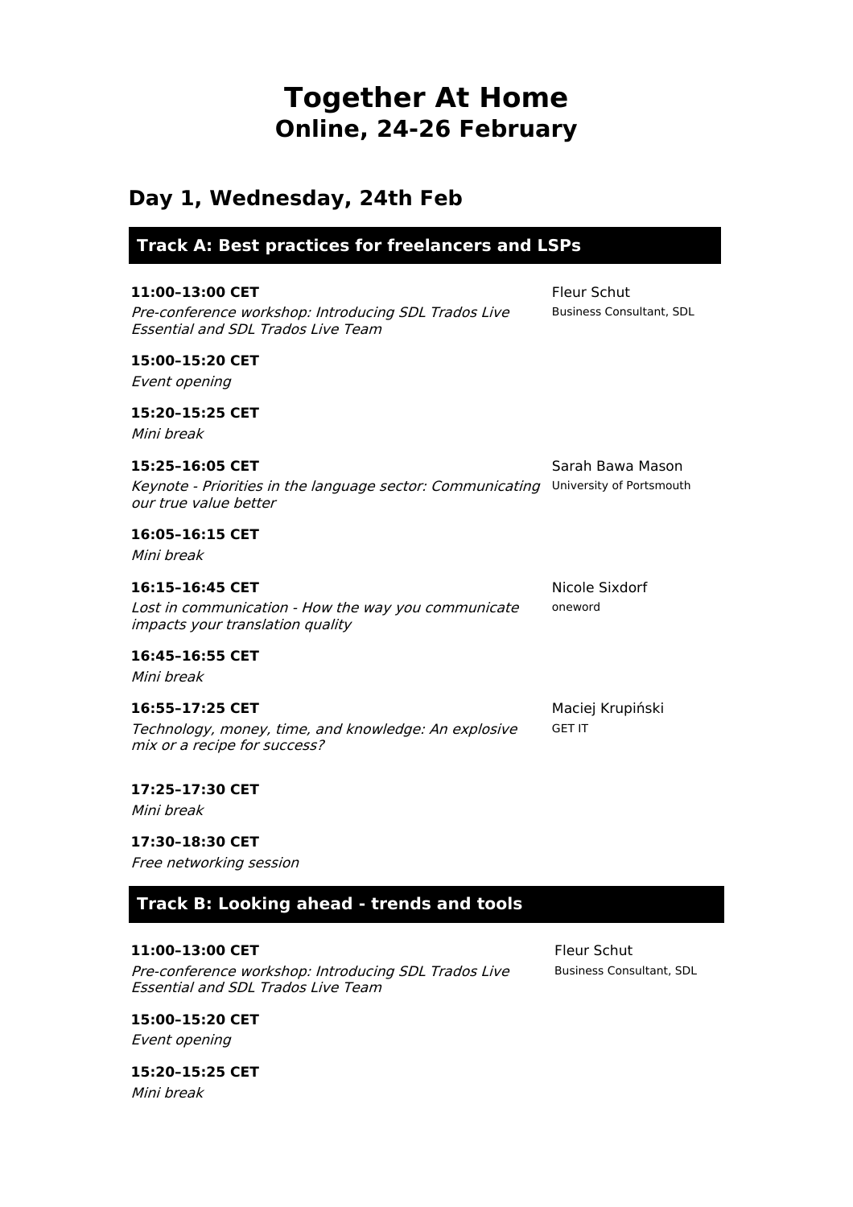# Together At Home
## Online, 24-26 February

## Day 1, Wednesday, 24th Feb

### Track A: Best practices for freelancers and LSPs

**11:00–13:00 CET**
*Pre-conference workshop: Introducing SDL Trados Live Essential and SDL Trados Live Team*
Fleur Schut
Business Consultant, SDL

**15:00–15:20 CET**
*Event opening*

**15:20–15:25 CET**
*Mini break*

**15:25–16:05 CET**
*Keynote - Priorities in the language sector: Communicating our true value better*
Sarah Bawa Mason
University of Portsmouth

**16:05–16:15 CET**
*Mini break*

**16:15–16:45 CET**
*Lost in communication - How the way you communicate impacts your translation quality*
Nicole Sixdorf
oneword

**16:45–16:55 CET**
*Mini break*

**16:55–17:25 CET**
*Technology, money, time, and knowledge: An explosive mix or a recipe for success?*
Maciej Krupiński
GET IT

**17:25–17:30 CET**
*Mini break*

**17:30–18:30 CET**
*Free networking session*

### Track B: Looking ahead - trends and tools

**11:00–13:00 CET**
*Pre-conference workshop: Introducing SDL Trados Live Essential and SDL Trados Live Team*
Fleur Schut
Business Consultant, SDL

**15:00–15:20 CET**
*Event opening*

**15:20–15:25 CET**
*Mini break*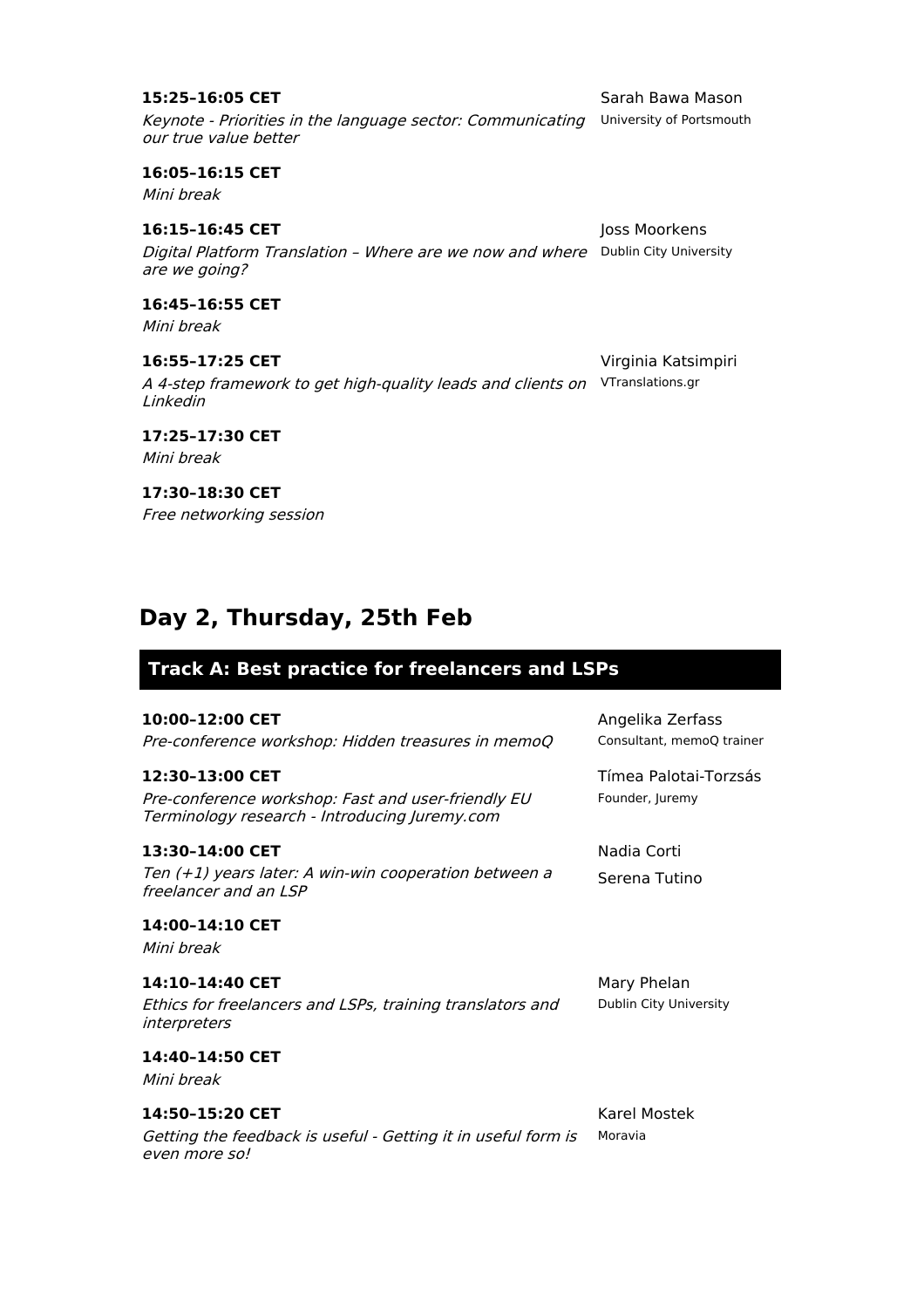**15:25–16:05 CET**
*Keynote - Priorities in the language sector: Communicating our true value better*
Sarah Bawa Mason
University of Portsmouth

**16:05–16:15 CET**
*Mini break*

**16:15–16:45 CET**
*Digital Platform Translation – Where are we now and where are we going?*
Joss Moorkens
Dublin City University

**16:45–16:55 CET**
*Mini break*

**16:55–17:25 CET**
*A 4-step framework to get high-quality leads and clients on Linkedin*
Virginia Katsimpiri
VTranslations.gr

**17:25–17:30 CET**
*Mini break*

**17:30–18:30 CET**
*Free networking session*

## Day 2, Thursday, 25th Feb

### Track A: Best practice for freelancers and LSPs

**10:00–12:00 CET**
*Pre-conference workshop: Hidden treasures in memoQ*
Angelika Zerfass
Consultant, memoQ trainer

**12:30–13:00 CET**
*Pre-conference workshop: Fast and user-friendly EU Terminology research - Introducing Juremy.com*
Tímea Palotai-Torzsás
Founder, Juremy

**13:30–14:00 CET**
*Ten (+1) years later: A win-win cooperation between a freelancer and an LSP*
Nadia Corti
Serena Tutino

**14:00–14:10 CET**
*Mini break*

**14:10–14:40 CET**
*Ethics for freelancers and LSPs, training translators and interpreters*
Mary Phelan
Dublin City University

**14:40–14:50 CET**
*Mini break*

**14:50–15:20 CET**
*Getting the feedback is useful - Getting it in useful form is even more so!*
Karel Mostek
Moravia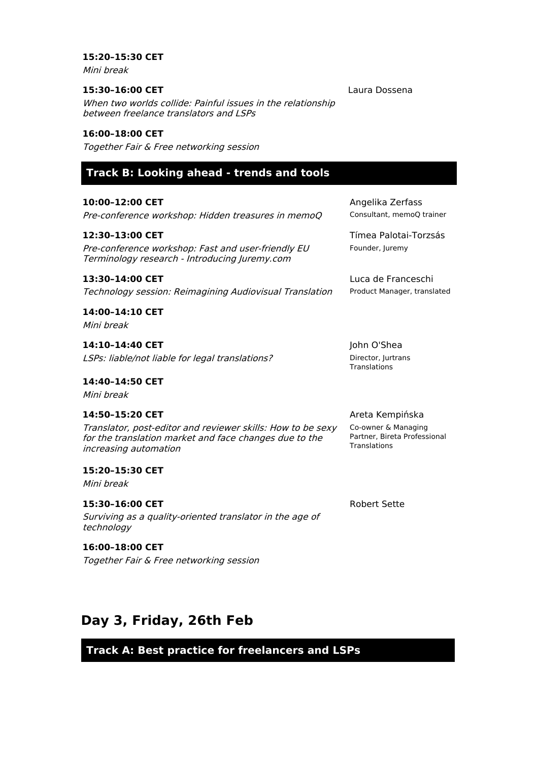**15:20–15:30 CET**
*Mini break*

**15:30–16:00 CET**
*When two worlds collide: Painful issues in the relationship between freelance translators and LSPs*
Laura Dossena

**16:00–18:00 CET**
*Together Fair & Free networking session*

## Track B: Looking ahead - trends and tools

**10:00–12:00 CET**
*Pre-conference workshop: Hidden treasures in memoQ*
Angelika Zerfass
Consultant, memoQ trainer

**12:30–13:00 CET**
*Pre-conference workshop: Fast and user-friendly EU Terminology research - Introducing Juremy.com*
Tímea Palotai-Torzsás
Founder, Juremy

**13:30–14:00 CET**
*Technology session: Reimagining Audiovisual Translation*
Luca de Franceschi
Product Manager, translated

**14:00–14:10 CET**
*Mini break*

**14:10–14:40 CET**
*LSPs: liable/not liable for legal translations?*
John O'Shea
Director, Jurtrans Translations

**14:40–14:50 CET**
*Mini break*

**14:50–15:20 CET**
*Translator, post-editor and reviewer skills: How to be sexy for the translation market and face changes due to the increasing automation*
Areta Kempińska
Co-owner & Managing Partner, Bireta Professional Translations

**15:20–15:30 CET**
*Mini break*

**15:30–16:00 CET**
*Surviving as a quality-oriented translator in the age of technology*
Robert Sette

**16:00–18:00 CET**
*Together Fair & Free networking session*

# Day 3, Friday, 26th Feb

## Track A: Best practice for freelancers and LSPs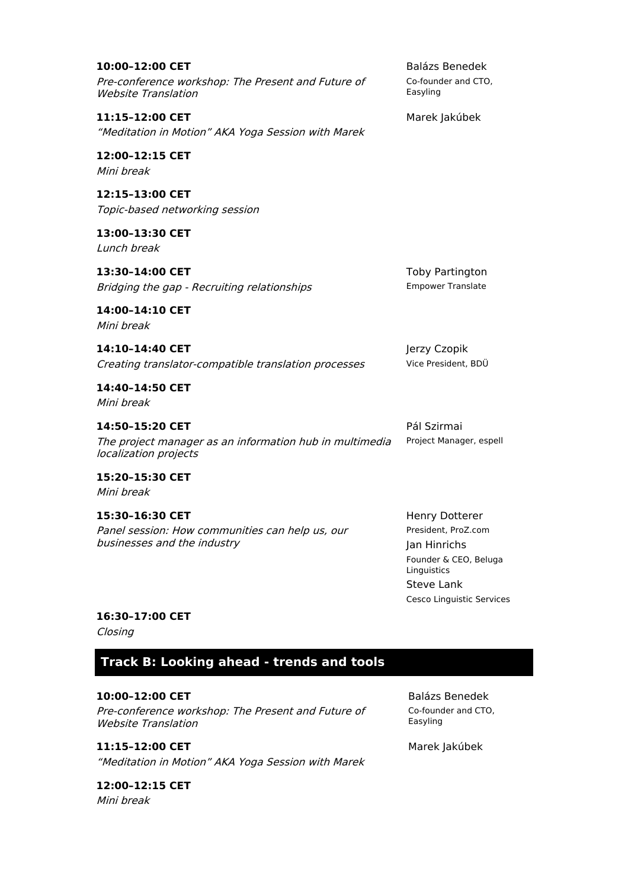**10:00–12:00 CET**
*Pre-conference workshop: The Present and Future of Website Translation*

Balázs Benedek
Co-founder and CTO, Easyling

**11:15–12:00 CET**
*"Meditation in Motion" AKA Yoga Session with Marek*

Marek Jakúbek

**12:00–12:15 CET**
*Mini break*

**12:15–13:00 CET**
*Topic-based networking session*

**13:00–13:30 CET**
*Lunch break*

**13:30–14:00 CET**
*Bridging the gap - Recruiting relationships*

Toby Partington
Empower Translate

**14:00–14:10 CET**
*Mini break*

**14:10–14:40 CET**
*Creating translator-compatible translation processes*

Jerzy Czopik
Vice President, BDÜ

**14:40–14:50 CET**
*Mini break*

**14:50–15:20 CET**
*The project manager as an information hub in multimedia localization projects*

Pál Szirmai
Project Manager, espell

**15:20–15:30 CET**
*Mini break*

**15:30–16:30 CET**
*Panel session: How communities can help us, our businesses and the industry*

Henry Dotterer
President, ProZ.com

Jan Hinrichs
Founder & CEO, Beluga Linguistics

Steve Lank
Cesco Linguistic Services

**16:30–17:00 CET**
*Closing*

## Track B: Looking ahead - trends and tools

**10:00–12:00 CET**
*Pre-conference workshop: The Present and Future of Website Translation*

Balázs Benedek
Co-founder and CTO, Easyling

**11:15–12:00 CET**
*"Meditation in Motion" AKA Yoga Session with Marek*

Marek Jakúbek

**12:00–12:15 CET**
*Mini break*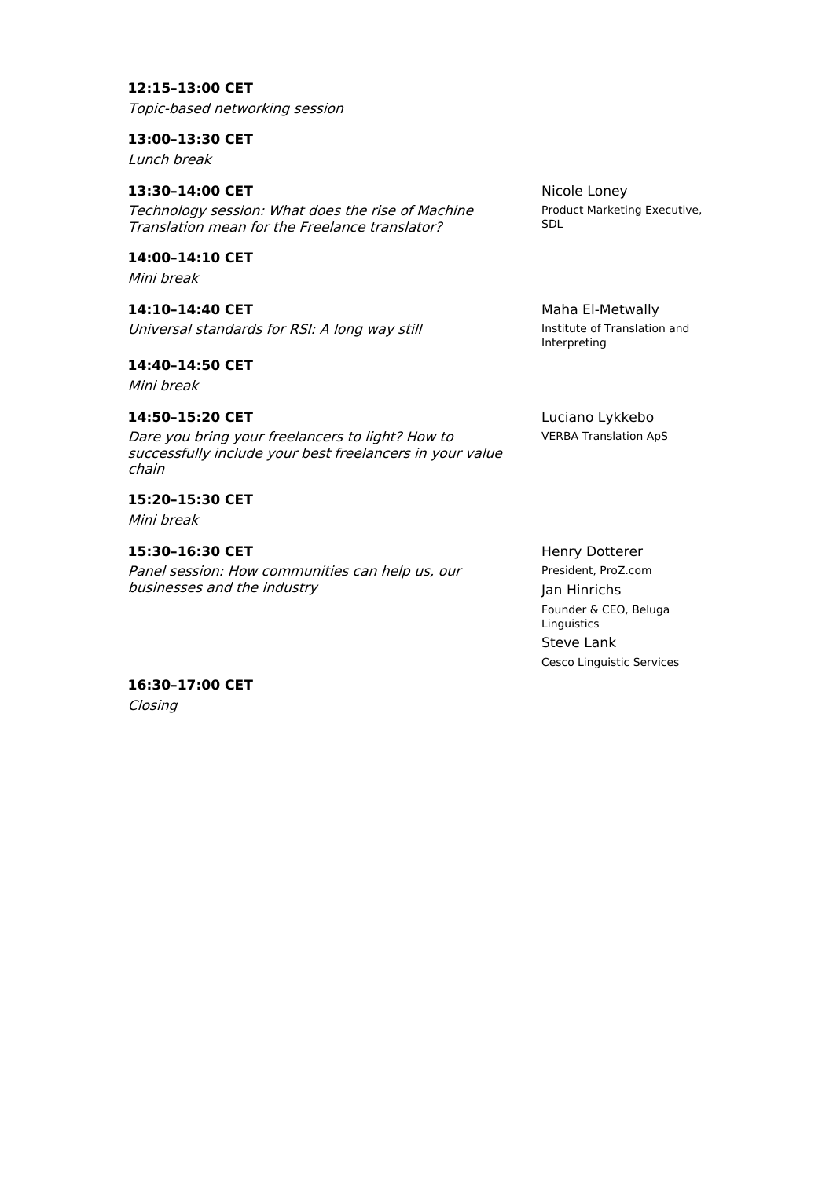**12:15–13:00 CET**
*Topic-based networking session*

**13:00–13:30 CET**
*Lunch break*

**13:30–14:00 CET**
*Technology session: What does the rise of Machine Translation mean for the Freelance translator?*

Nicole Loney
Product Marketing Executive, SDL

**14:00–14:10 CET**
*Mini break*

**14:10–14:40 CET**
*Universal standards for RSI: A long way still*

Maha El-Metwally
Institute of Translation and Interpreting

**14:40–14:50 CET**
*Mini break*

**14:50–15:20 CET**
*Dare you bring your freelancers to light? How to successfully include your best freelancers in your value chain*

Luciano Lykkebo
VERBA Translation ApS

**15:20–15:30 CET**
*Mini break*

**15:30–16:30 CET**
*Panel session: How communities can help us, our businesses and the industry*

Henry Dotterer
President, ProZ.com

Jan Hinrichs
Founder & CEO, Beluga Linguistics

Steve Lank
Cesco Linguistic Services

**16:30–17:00 CET**
*Closing*